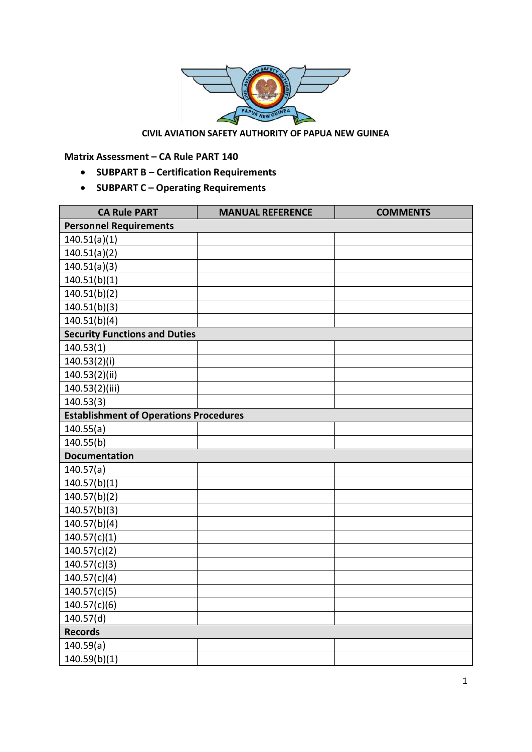**CIVIL AVIATION SAFETY AUTHORITY OF PAPUA NEW GUINEA**

**Matrix Assessment – CA Rule PART 140**

- **SUBPART B – Certification Requirements**
- **SUBPART C – Operating Requirements**

| CA Rule PART | MANUAL REFERENCE | COMMENTS |
|---|---|---|
| **Personnel Requirements** | | |
| 140.51(a)(1) | | |
| 140.51(a)(2) | | |
| 140.51(a)(3) | | |
| 140.51(b)(1) | | |
| 140.51(b)(2) | | |
| 140.51(b)(3) | | |
| 140.51(b)(4) | | |
| **Security Functions and Duties** | | |
| 140.53(1) | | |
| 140.53(2)(i) | | |
| 140.53(2)(ii) | | |
| 140.53(2)(iii) | | |
| 140.53(3) | | |
| **Establishment of Operations Procedures** | | |
| 140.55(a) | | |
| 140.55(b) | | |
| **Documentation** | | |
| 140.57(a) | | |
| 140.57(b)(1) | | |
| 140.57(b)(2) | | |
| 140.57(b)(3) | | |
| 140.57(b)(4) | | |
| 140.57(c)(1) | | |
| 140.57(c)(2) | | |
| 140.57(c)(3) | | |
| 140.57(c)(4) | | |
| 140.57(c)(5) | | |
| 140.57(c)(6) | | |
| 140.57(d) | | |
| **Records** | | |
| 140.59(a) | | |
| 140.59(b)(1) | | |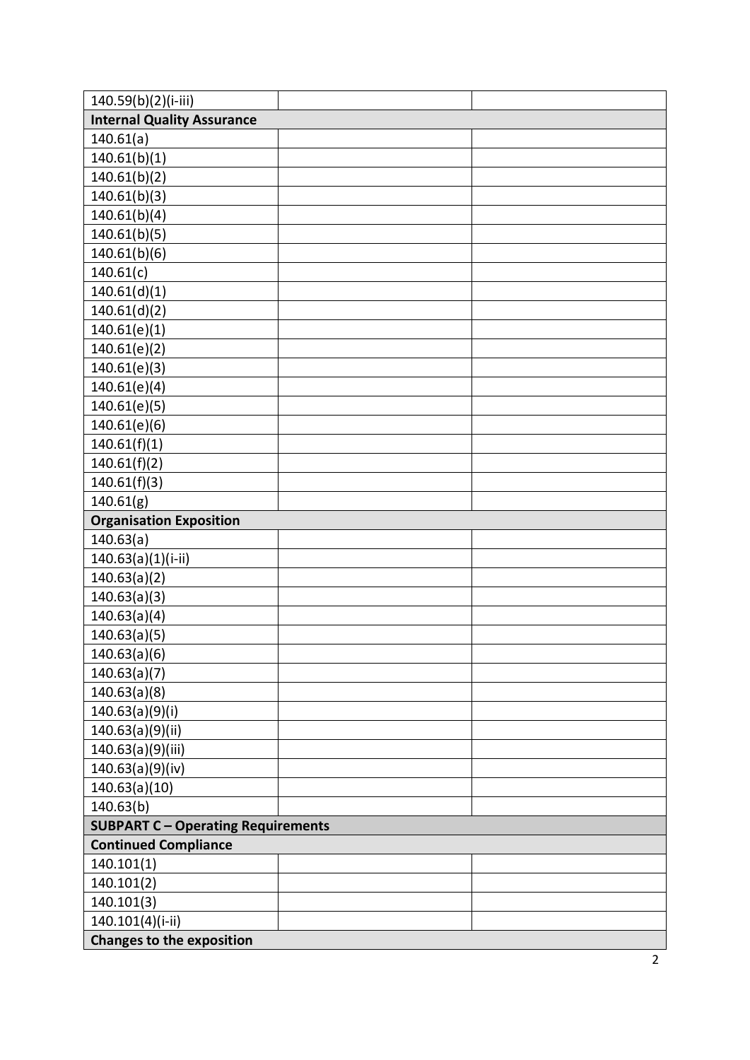| 140.59(b)(2)(i-iii) | | |
|---|---|---|
| **Internal Quality Assurance** | | |
| 140.61(a) | | |
| 140.61(b)(1) | | |
| 140.61(b)(2) | | |
| 140.61(b)(3) | | |
| 140.61(b)(4) | | |
| 140.61(b)(5) | | |
| 140.61(b)(6) | | |
| 140.61(c) | | |
| 140.61(d)(1) | | |
| 140.61(d)(2) | | |
| 140.61(e)(1) | | |
| 140.61(e)(2) | | |
| 140.61(e)(3) | | |
| 140.61(e)(4) | | |
| 140.61(e)(5) | | |
| 140.61(e)(6) | | |
| 140.61(f)(1) | | |
| 140.61(f)(2) | | |
| 140.61(f)(3) | | |
| 140.61(g) | | |
| **Organisation Exposition** | | |
| 140.63(a) | | |
| 140.63(a)(1)(i-ii) | | |
| 140.63(a)(2) | | |
| 140.63(a)(3) | | |
| 140.63(a)(4) | | |
| 140.63(a)(5) | | |
| 140.63(a)(6) | | |
| 140.63(a)(7) | | |
| 140.63(a)(8) | | |
| 140.63(a)(9)(i) | | |
| 140.63(a)(9)(ii) | | |
| 140.63(a)(9)(iii) | | |
| 140.63(a)(9)(iv) | | |
| 140.63(a)(10) | | |
| 140.63(b) | | |
| **SUBPART C – Operating Requirements** | | |
| **Continued Compliance** | | |
| 140.101(1) | | |
| 140.101(2) | | |
| 140.101(3) | | |
| 140.101(4)(i-ii) | | |
| **Changes to the exposition** | | |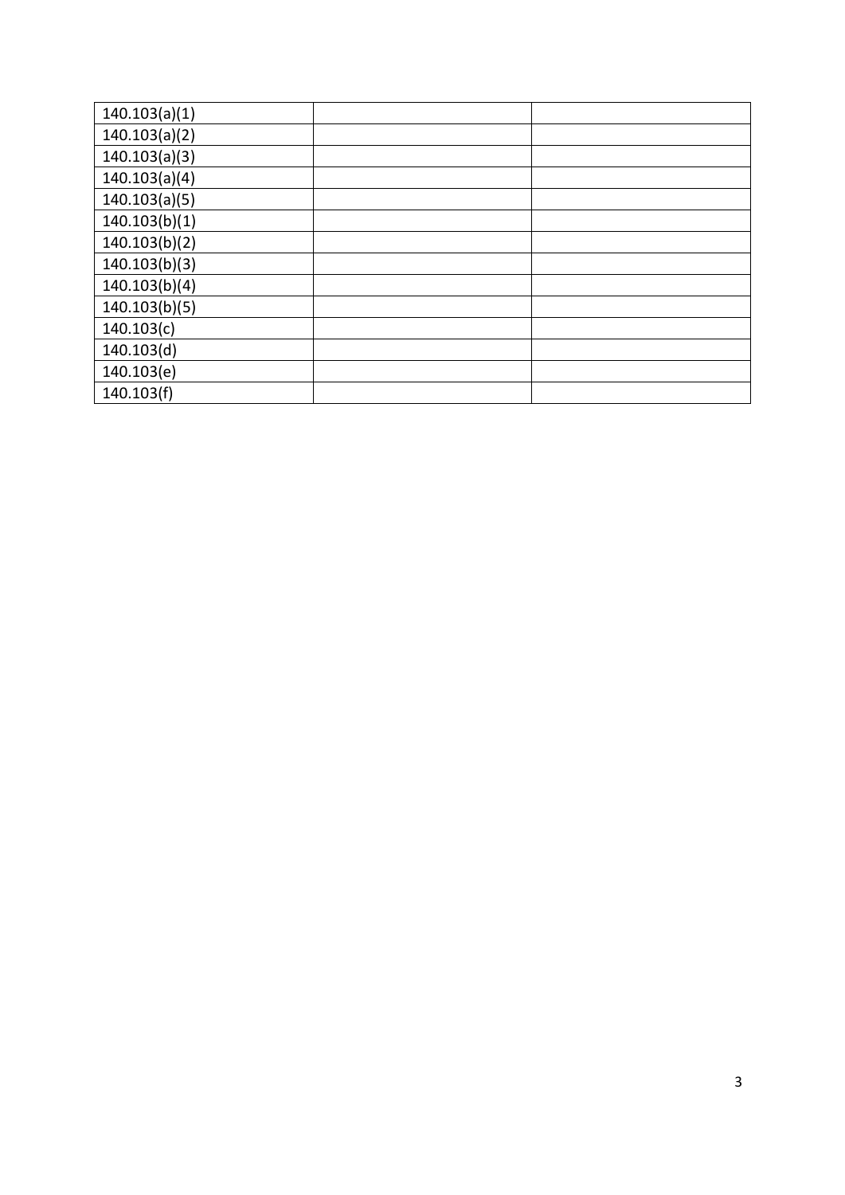| | | |
|---|---|---|
| 140.103(a)(1) | | |
| 140.103(a)(2) | | |
| 140.103(a)(3) | | |
| 140.103(a)(4) | | |
| 140.103(a)(5) | | |
| 140.103(b)(1) | | |
| 140.103(b)(2) | | |
| 140.103(b)(3) | | |
| 140.103(b)(4) | | |
| 140.103(b)(5) | | |
| 140.103(c) | | |
| 140.103(d) | | |
| 140.103(e) | | |
| 140.103(f) | | |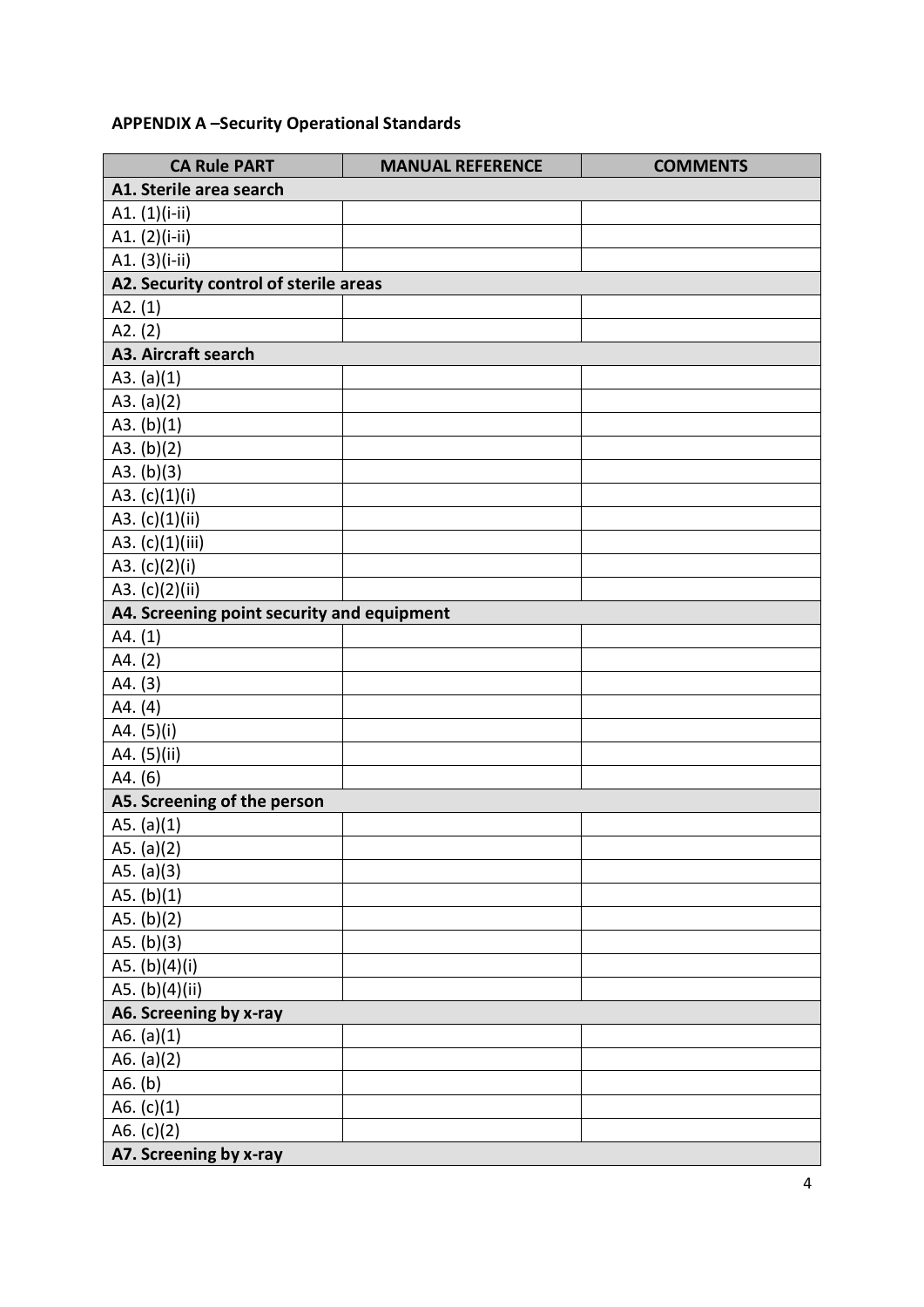**APPENDIX A –Security Operational Standards**

| CA Rule PART | MANUAL REFERENCE | COMMENTS |
|---|---|---|
| **A1. Sterile area search** | | |
| A1. (1)(i-ii) | | |
| A1. (2)(i-ii) | | |
| A1. (3)(i-ii) | | |
| **A2. Security control of sterile areas** | | |
| A2. (1) | | |
| A2. (2) | | |
| **A3. Aircraft search** | | |
| A3. (a)(1) | | |
| A3. (a)(2) | | |
| A3. (b)(1) | | |
| A3. (b)(2) | | |
| A3. (b)(3) | | |
| A3. (c)(1)(i) | | |
| A3. (c)(1)(ii) | | |
| A3. (c)(1)(iii) | | |
| A3. (c)(2)(i) | | |
| A3. (c)(2)(ii) | | |
| **A4. Screening point security and equipment** | | |
| A4. (1) | | |
| A4. (2) | | |
| A4. (3) | | |
| A4. (4) | | |
| A4. (5)(i) | | |
| A4. (5)(ii) | | |
| A4. (6) | | |
| **A5. Screening of the person** | | |
| A5. (a)(1) | | |
| A5. (a)(2) | | |
| A5. (a)(3) | | |
| A5. (b)(1) | | |
| A5. (b)(2) | | |
| A5. (b)(3) | | |
| A5. (b)(4)(i) | | |
| A5. (b)(4)(ii) | | |
| **A6. Screening by x-ray** | | |
| A6. (a)(1) | | |
| A6. (a)(2) | | |
| A6. (b) | | |
| A6. (c)(1) | | |
| A6. (c)(2) | | |
| **A7. Screening by x-ray** | | |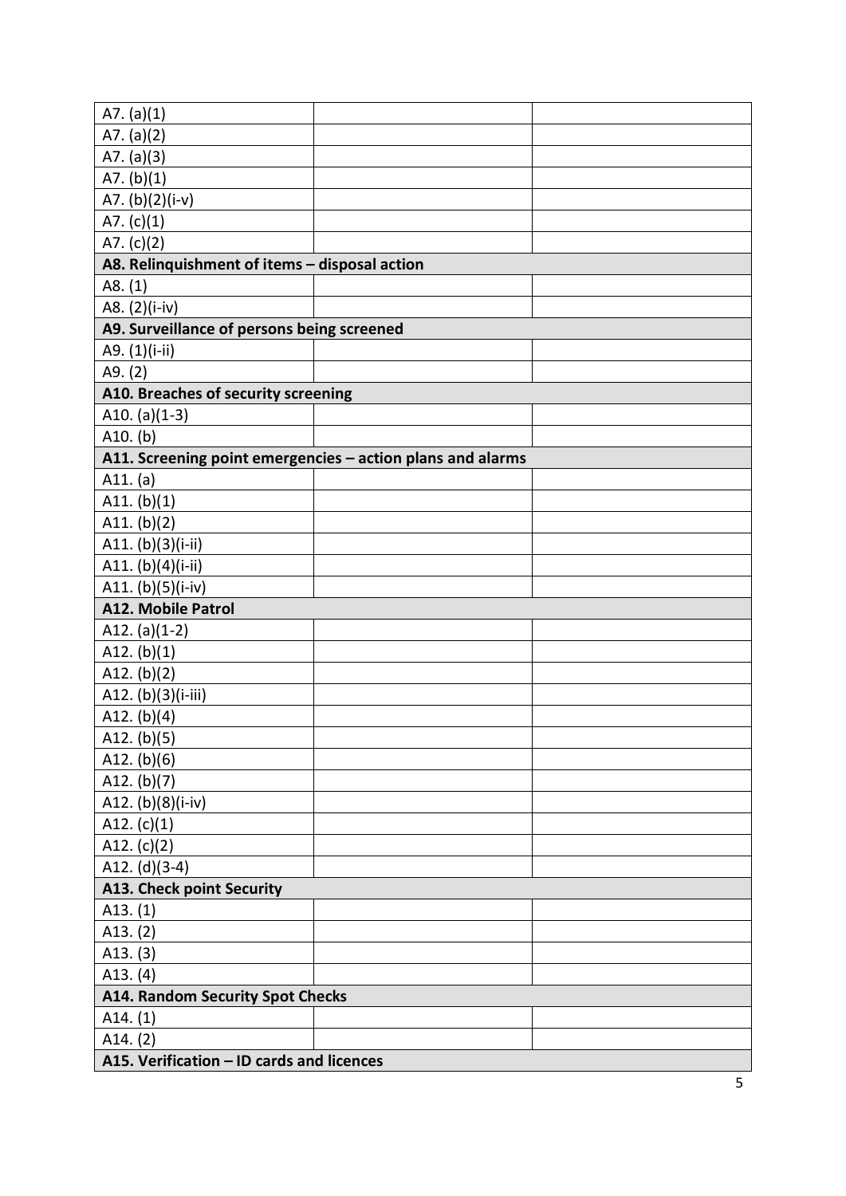| | | |
|---|---|---|
| A7. (a)(1) | | |
| A7. (a)(2) | | |
| A7. (a)(3) | | |
| A7. (b)(1) | | |
| A7. (b)(2)(i-v) | | |
| A7. (c)(1) | | |
| A7. (c)(2) | | |
| **A8. Relinquishment of items – disposal action** | | |
| A8. (1) | | |
| A8. (2)(i-iv) | | |
| **A9. Surveillance of persons being screened** | | |
| A9. (1)(i-ii) | | |
| A9. (2) | | |
| **A10. Breaches of security screening** | | |
| A10. (a)(1-3) | | |
| A10. (b) | | |
| **A11. Screening point emergencies – action plans and alarms** | | |
| A11. (a) | | |
| A11. (b)(1) | | |
| A11. (b)(2) | | |
| A11. (b)(3)(i-ii) | | |
| A11. (b)(4)(i-ii) | | |
| A11. (b)(5)(i-iv) | | |
| **A12. Mobile Patrol** | | |
| A12. (a)(1-2) | | |
| A12. (b)(1) | | |
| A12. (b)(2) | | |
| A12. (b)(3)(i-iii) | | |
| A12. (b)(4) | | |
| A12. (b)(5) | | |
| A12. (b)(6) | | |
| A12. (b)(7) | | |
| A12. (b)(8)(i-iv) | | |
| A12. (c)(1) | | |
| A12. (c)(2) | | |
| A12. (d)(3-4) | | |
| **A13. Check point Security** | | |
| A13. (1) | | |
| A13. (2) | | |
| A13. (3) | | |
| A13. (4) | | |
| **A14. Random Security Spot Checks** | | |
| A14. (1) | | |
| A14. (2) | | |
| **A15. Verification – ID cards and licences** | | |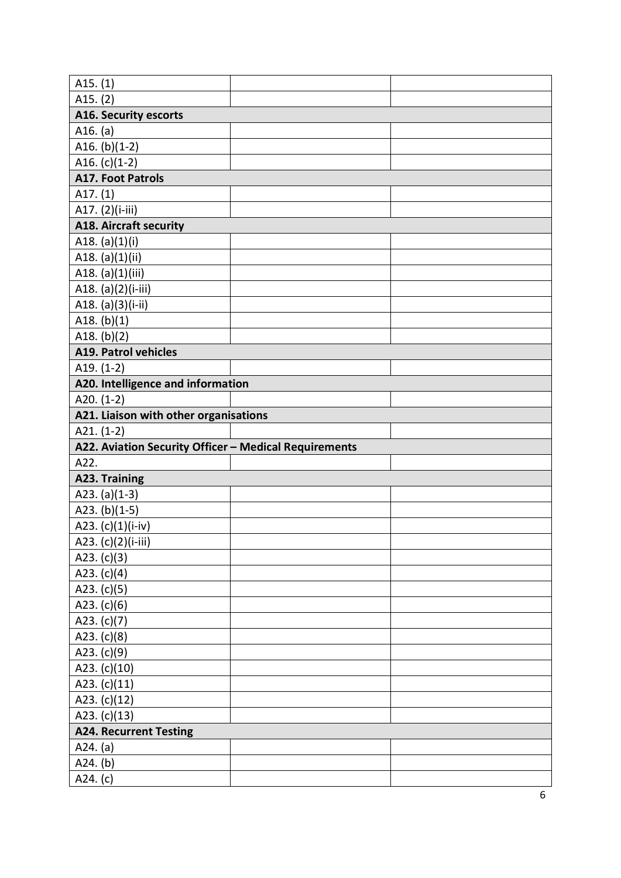| | | |
|---|---|---|
| A15. (1) | | |
| A15. (2) | | |
| **A16. Security escorts** | | |
| A16. (a) | | |
| A16. (b)(1-2) | | |
| A16. (c)(1-2) | | |
| **A17. Foot Patrols** | | |
| A17. (1) | | |
| A17. (2)(i-iii) | | |
| **A18. Aircraft security** | | |
| A18. (a)(1)(i) | | |
| A18. (a)(1)(ii) | | |
| A18. (a)(1)(iii) | | |
| A18. (a)(2)(i-iii) | | |
| A18. (a)(3)(i-ii) | | |
| A18. (b)(1) | | |
| A18. (b)(2) | | |
| **A19. Patrol vehicles** | | |
| A19. (1-2) | | |
| **A20. Intelligence and information** | | |
| A20. (1-2) | | |
| **A21. Liaison with other organisations** | | |
| A21. (1-2) | | |
| **A22. Aviation Security Officer – Medical Requirements** | | |
| A22. | | |
| **A23. Training** | | |
| A23. (a)(1-3) | | |
| A23. (b)(1-5) | | |
| A23. (c)(1)(i-iv) | | |
| A23. (c)(2)(i-iii) | | |
| A23. (c)(3) | | |
| A23. (c)(4) | | |
| A23. (c)(5) | | |
| A23. (c)(6) | | |
| A23. (c)(7) | | |
| A23. (c)(8) | | |
| A23. (c)(9) | | |
| A23. (c)(10) | | |
| A23. (c)(11) | | |
| A23. (c)(12) | | |
| A23. (c)(13) | | |
| **A24. Recurrent Testing** | | |
| A24. (a) | | |
| A24. (b) | | |
| A24. (c) | | |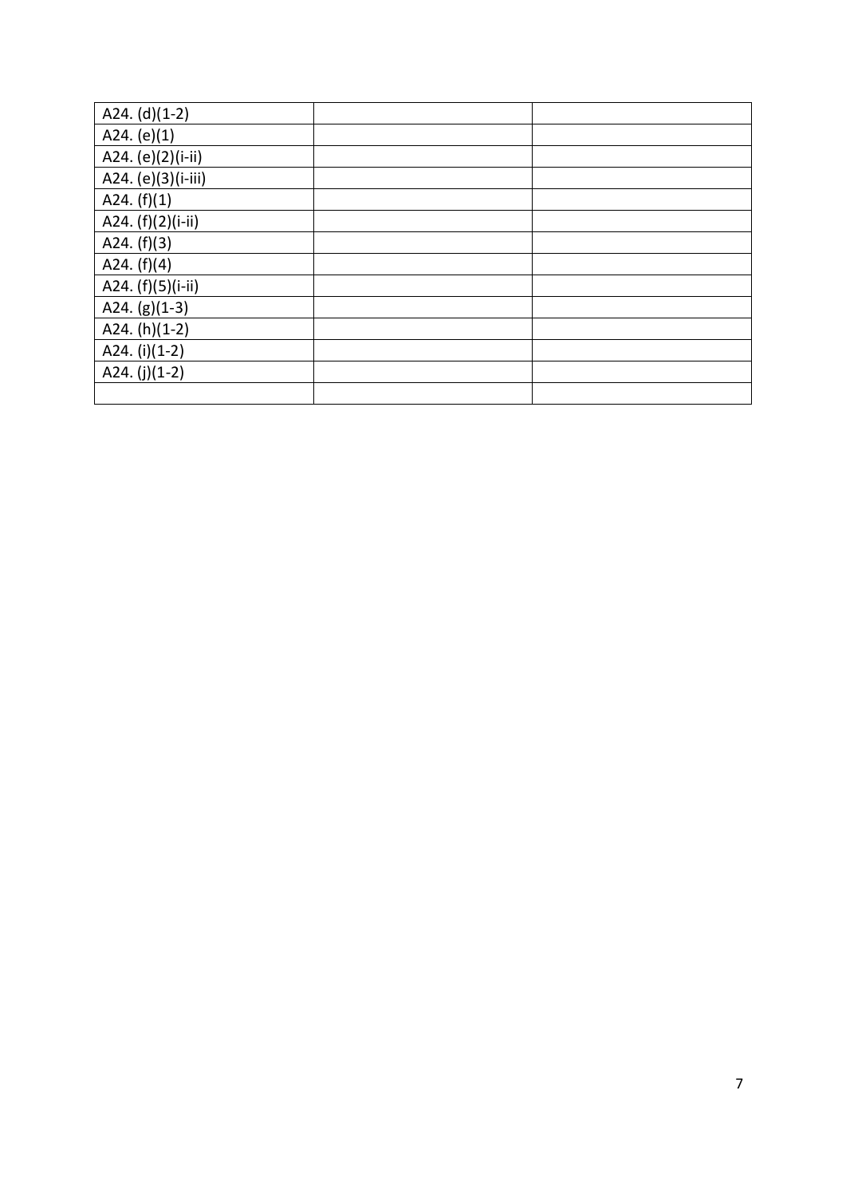| | | |
|---|---|---|
| A24. (d)(1-2) | | |
| A24. (e)(1) | | |
| A24. (e)(2)(i-ii) | | |
| A24. (e)(3)(i-iii) | | |
| A24. (f)(1) | | |
| A24. (f)(2)(i-ii) | | |
| A24. (f)(3) | | |
| A24. (f)(4) | | |
| A24. (f)(5)(i-ii) | | |
| A24. (g)(1-3) | | |
| A24. (h)(1-2) | | |
| A24. (i)(1-2) | | |
| A24. (j)(1-2) | | |
| | | |